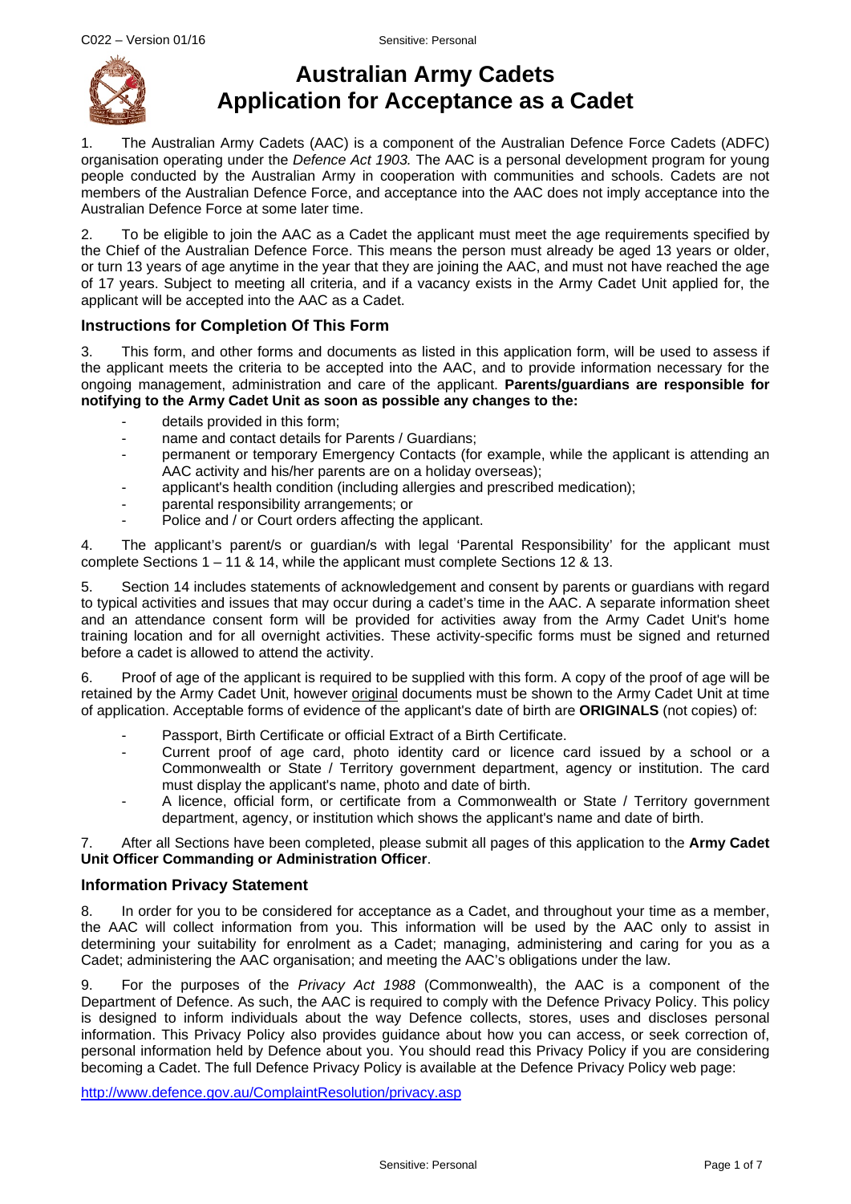# Australian Army Cadets
# Application for Acceptance as a Cadet

1. The Australian Army Cadets (AAC) is a component of the Australian Defence Force Cadets (ADFC) organisation operating under the *Defence Act 1903.* The AAC is a personal development program for young people conducted by the Australian Army in cooperation with communities and schools. Cadets are not members of the Australian Defence Force, and acceptance into the AAC does not imply acceptance into the Australian Defence Force at some later time.

2. To be eligible to join the AAC as a Cadet the applicant must meet the age requirements specified by the Chief of the Australian Defence Force. This means the person must already be aged 13 years or older, or turn 13 years of age anytime in the year that they are joining the AAC, and must not have reached the age of 17 years. Subject to meeting all criteria, and if a vacancy exists in the Army Cadet Unit applied for, the applicant will be accepted into the AAC as a Cadet.

### Instructions for Completion Of This Form

3. This form, and other forms and documents as listed in this application form, will be used to assess if the applicant meets the criteria to be accepted into the AAC, and to provide information necessary for the ongoing management, administration and care of the applicant. **Parents/guardians are responsible for notifying to the Army Cadet Unit as soon as possible any changes to the:**

- details provided in this form;
- name and contact details for Parents / Guardians;
- permanent or temporary Emergency Contacts (for example, while the applicant is attending an AAC activity and his/her parents are on a holiday overseas);
- applicant's health condition (including allergies and prescribed medication);
- parental responsibility arrangements; or
- Police and / or Court orders affecting the applicant.

4. The applicant's parent/s or guardian/s with legal 'Parental Responsibility' for the applicant must complete Sections 1 – 11 & 14, while the applicant must complete Sections 12 & 13.

5. Section 14 includes statements of acknowledgement and consent by parents or guardians with regard to typical activities and issues that may occur during a cadet's time in the AAC. A separate information sheet and an attendance consent form will be provided for activities away from the Army Cadet Unit's home training location and for all overnight activities. These activity-specific forms must be signed and returned before a cadet is allowed to attend the activity.

6. Proof of age of the applicant is required to be supplied with this form. A copy of the proof of age will be retained by the Army Cadet Unit, however original documents must be shown to the Army Cadet Unit at time of application. Acceptable forms of evidence of the applicant's date of birth are **ORIGINALS** (not copies) of:

- Passport, Birth Certificate or official Extract of a Birth Certificate.
- Current proof of age card, photo identity card or licence card issued by a school or a Commonwealth or State / Territory government department, agency or institution. The card must display the applicant's name, photo and date of birth.
- A licence, official form, or certificate from a Commonwealth or State / Territory government department, agency, or institution which shows the applicant's name and date of birth.

7. After all Sections have been completed, please submit all pages of this application to the **Army Cadet Unit Officer Commanding or Administration Officer**.

### Information Privacy Statement

8. In order for you to be considered for acceptance as a Cadet, and throughout your time as a member, the AAC will collect information from you. This information will be used by the AAC only to assist in determining your suitability for enrolment as a Cadet; managing, administering and caring for you as a Cadet; administering the AAC organisation; and meeting the AAC's obligations under the law.

9. For the purposes of the *Privacy Act 1988* (Commonwealth), the AAC is a component of the Department of Defence. As such, the AAC is required to comply with the Defence Privacy Policy. This policy is designed to inform individuals about the way Defence collects, stores, uses and discloses personal information. This Privacy Policy also provides guidance about how you can access, or seek correction of, personal information held by Defence about you. You should read this Privacy Policy if you are considering becoming a Cadet. The full Defence Privacy Policy is available at the Defence Privacy Policy web page:

http://www.defence.gov.au/ComplaintResolution/privacy.asp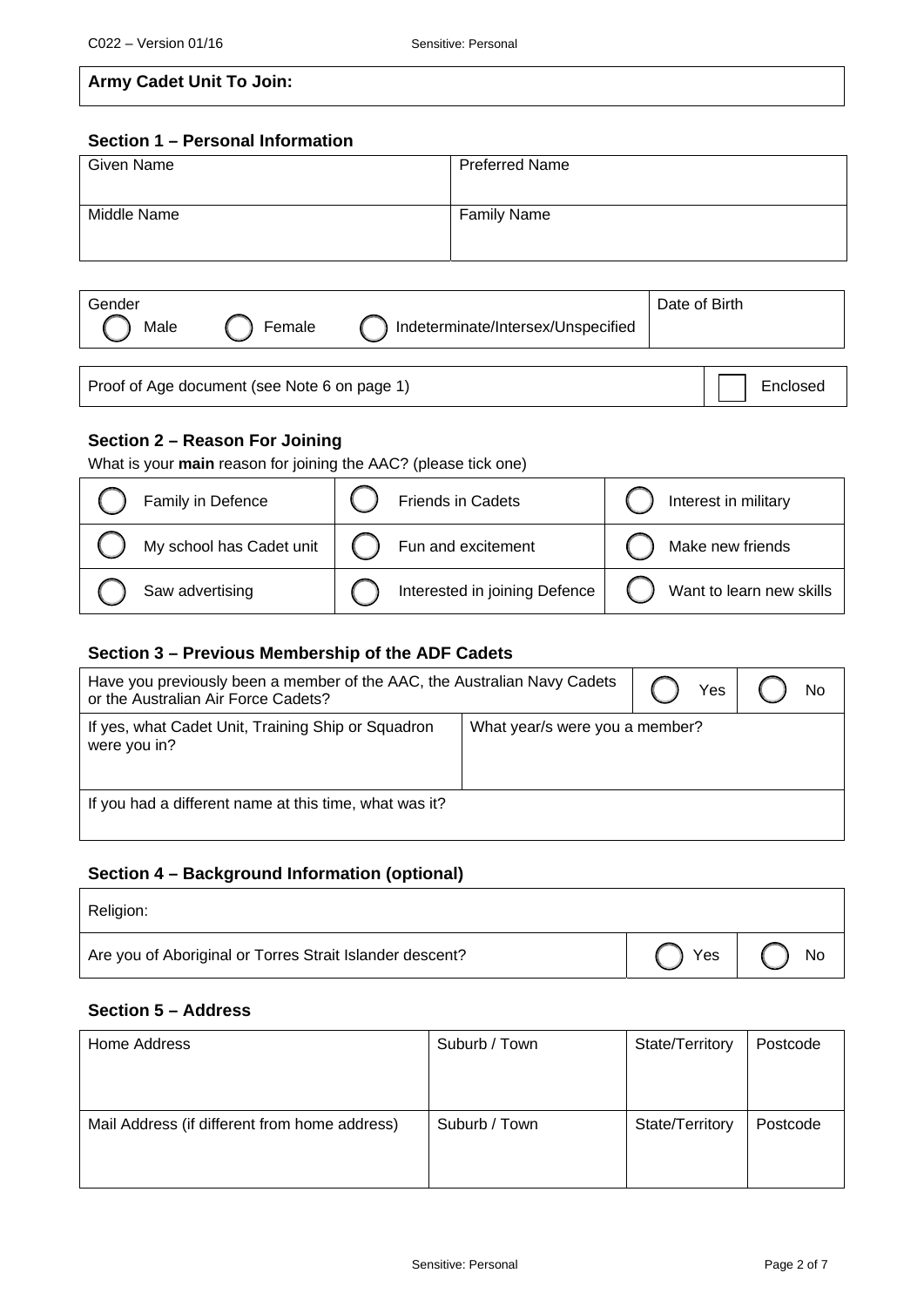| Army Cadet Unit To Join: |
|---|
| |

## Section 1 – Personal Information

| Given Name | Preferred Name |
|---|---|
| Middle Name | Family Name |

| Gender | Date of Birth |
|---|---|
| ◯ Male ◯ Female ◯ Indeterminate/Intersex/Unspecified | |

| Proof of Age document (see Note 6 on page 1) | ☐ Enclosed |
|---|---|

## Section 2 – Reason For Joining

What is your **main** reason for joining the AAC? (please tick one)

| | | |
|---|---|---|
| ◯ Family in Defence | ◯ Friends in Cadets | ◯ Interest in military |
| ◯ My school has Cadet unit | ◯ Fun and excitement | ◯ Make new friends |
| ◯ Saw advertising | ◯ Interested in joining Defence | ◯ Want to learn new skills |

## Section 3 – Previous Membership of the ADF Cadets

| Have you previously been a member of the AAC, the Australian Navy Cadets or the Australian Air Force Cadets? | ◯ Yes | ◯ No |
|---|---|---|
| If yes, what Cadet Unit, Training Ship or Squadron were you in? | What year/s were you a member? | |
| If you had a different name at this time, what was it? | | |

## Section 4 – Background Information (optional)

| Religion: | | |
|---|---|---|
| Are you of Aboriginal or Torres Strait Islander descent? | ◯ Yes | ◯ No |

## Section 5 – Address

| Home Address | Suburb / Town | State/Territory | Postcode |
|---|---|---|---|
| | | | |
| Mail Address (if different from home address) | Suburb / Town | State/Territory | Postcode |
| | | | |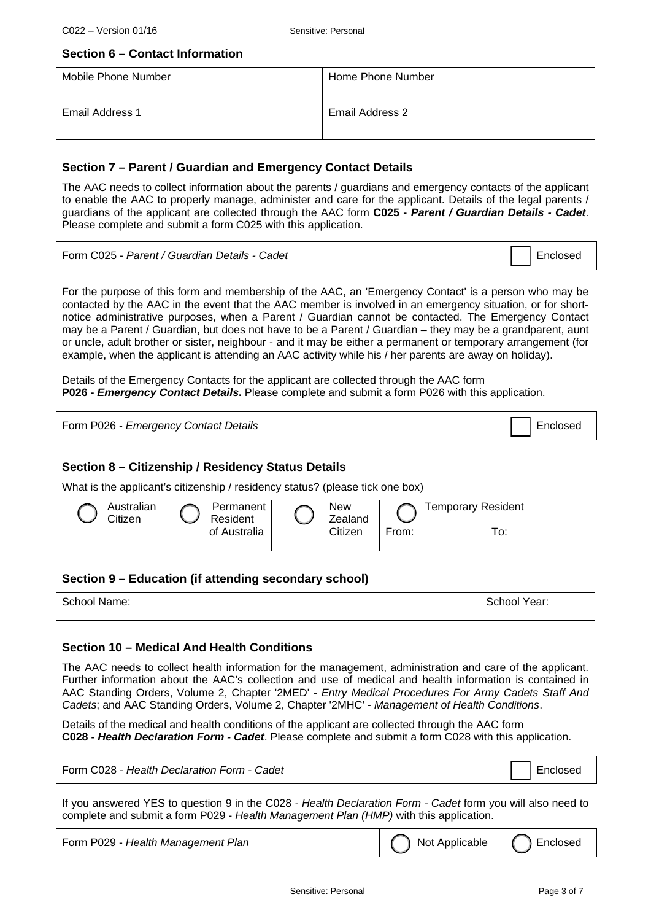## Section 6 – Contact Information

| Mobile Phone Number | Home Phone Number |
|---|---|
| Email Address 1 | Email Address 2 |

## Section 7 – Parent / Guardian and Emergency Contact Details

The AAC needs to collect information about the parents / guardians and emergency contacts of the applicant to enable the AAC to properly manage, administer and care for the applicant. Details of the legal parents / guardians of the applicant are collected through the AAC form **C025 - *Parent / Guardian Details - Cadet***. Please complete and submit a form C025 with this application.

| Form C025 - *Parent / Guardian Details - Cadet* | ☐ Enclosed |
|---|---|

For the purpose of this form and membership of the AAC, an 'Emergency Contact' is a person who may be contacted by the AAC in the event that the AAC member is involved in an emergency situation, or for short-notice administrative purposes, when a Parent / Guardian cannot be contacted. The Emergency Contact may be a Parent / Guardian, but does not have to be a Parent / Guardian – they may be a grandparent, aunt or uncle, adult brother or sister, neighbour - and it may be either a permanent or temporary arrangement (for example, when the applicant is attending an AAC activity while his / her parents are away on holiday).

Details of the Emergency Contacts for the applicant are collected through the AAC form **P026 - *Emergency Contact Details*.** Please complete and submit a form P026 with this application.

| Form P026 - *Emergency Contact Details* | ☐ Enclosed |
|---|---|

## Section 8 – Citizenship / Residency Status Details

What is the applicant's citizenship / residency status? (please tick one box)

| ◯ Australian Citizen | ◯ Permanent Resident of Australia | ◯ New Zealand Citizen | ◯ Temporary Resident From: To: |
|---|---|---|---|

## Section 9 – Education (if attending secondary school)

| School Name: | School Year: |
|---|---|

## Section 10 – Medical And Health Conditions

The AAC needs to collect health information for the management, administration and care of the applicant. Further information about the AAC's collection and use of medical and health information is contained in AAC Standing Orders, Volume 2, Chapter '2MED' - *Entry Medical Procedures For Army Cadets Staff And Cadets*; and AAC Standing Orders, Volume 2, Chapter '2MHC' - *Management of Health Conditions*.

Details of the medical and health conditions of the applicant are collected through the AAC form **C028 - *Health Declaration Form - Cadet***. Please complete and submit a form C028 with this application.

| Form C028 - *Health Declaration Form - Cadet* | ☐ Enclosed |
|---|---|

If you answered YES to question 9 in the C028 - *Health Declaration Form - Cadet* form you will also need to complete and submit a form P029 - *Health Management Plan (HMP)* with this application.

| Form P029 - *Health Management Plan* | ◯ Not Applicable | ◯ Enclosed |
|---|---|---|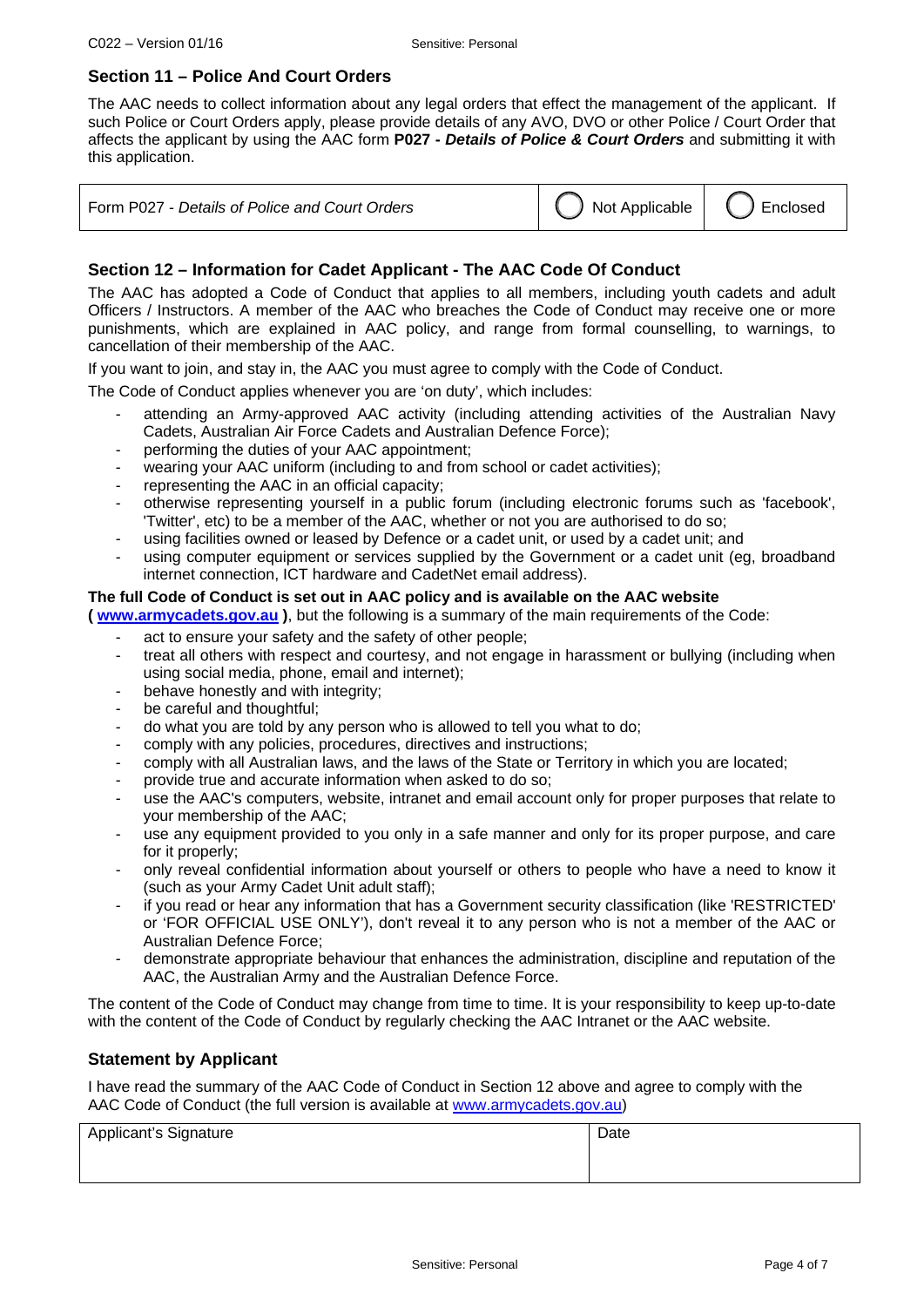## Section 11 – Police And Court Orders

The AAC needs to collect information about any legal orders that effect the management of the applicant. If such Police or Court Orders apply, please provide details of any AVO, DVO or other Police / Court Order that affects the applicant by using the AAC form **P027 - *Details of Police & Court Orders*** and submitting it with this application.

| Form P027 - *Details of Police and Court Orders* | ◯ Not Applicable | ◯ Enclosed |
|---|---|---|

## Section 12 – Information for Cadet Applicant - The AAC Code Of Conduct

The AAC has adopted a Code of Conduct that applies to all members, including youth cadets and adult Officers / Instructors. A member of the AAC who breaches the Code of Conduct may receive one or more punishments, which are explained in AAC policy, and range from formal counselling, to warnings, to cancellation of their membership of the AAC.

If you want to join, and stay in, the AAC you must agree to comply with the Code of Conduct.

The Code of Conduct applies whenever you are 'on duty', which includes:

- attending an Army-approved AAC activity (including attending activities of the Australian Navy Cadets, Australian Air Force Cadets and Australian Defence Force);
- performing the duties of your AAC appointment;
- wearing your AAC uniform (including to and from school or cadet activities);
- representing the AAC in an official capacity;
- otherwise representing yourself in a public forum (including electronic forums such as 'facebook', 'Twitter', etc) to be a member of the AAC, whether or not you are authorised to do so;
- using facilities owned or leased by Defence or a cadet unit, or used by a cadet unit; and
- using computer equipment or services supplied by the Government or a cadet unit (eg, broadband internet connection, ICT hardware and CadetNet email address).

**The full Code of Conduct is set out in AAC policy and is available on the AAC website ( www.armycadets.gov.au )**, but the following is a summary of the main requirements of the Code:

- act to ensure your safety and the safety of other people;
- treat all others with respect and courtesy, and not engage in harassment or bullying (including when using social media, phone, email and internet);
- behave honestly and with integrity;
- be careful and thoughtful;
- do what you are told by any person who is allowed to tell you what to do;
- comply with any policies, procedures, directives and instructions;
- comply with all Australian laws, and the laws of the State or Territory in which you are located;
- provide true and accurate information when asked to do so;
- use the AAC's computers, website, intranet and email account only for proper purposes that relate to your membership of the AAC;
- use any equipment provided to you only in a safe manner and only for its proper purpose, and care for it properly;
- only reveal confidential information about yourself or others to people who have a need to know it (such as your Army Cadet Unit adult staff);
- if you read or hear any information that has a Government security classification (like 'RESTRICTED' or 'FOR OFFICIAL USE ONLY'), don't reveal it to any person who is not a member of the AAC or Australian Defence Force;
- demonstrate appropriate behaviour that enhances the administration, discipline and reputation of the AAC, the Australian Army and the Australian Defence Force.

The content of the Code of Conduct may change from time to time. It is your responsibility to keep up-to-date with the content of the Code of Conduct by regularly checking the AAC Intranet or the AAC website.

## Statement by Applicant

I have read the summary of the AAC Code of Conduct in Section 12 above and agree to comply with the AAC Code of Conduct (the full version is available at www.armycadets.gov.au)

| Applicant's Signature | Date |
|---|---|
| | |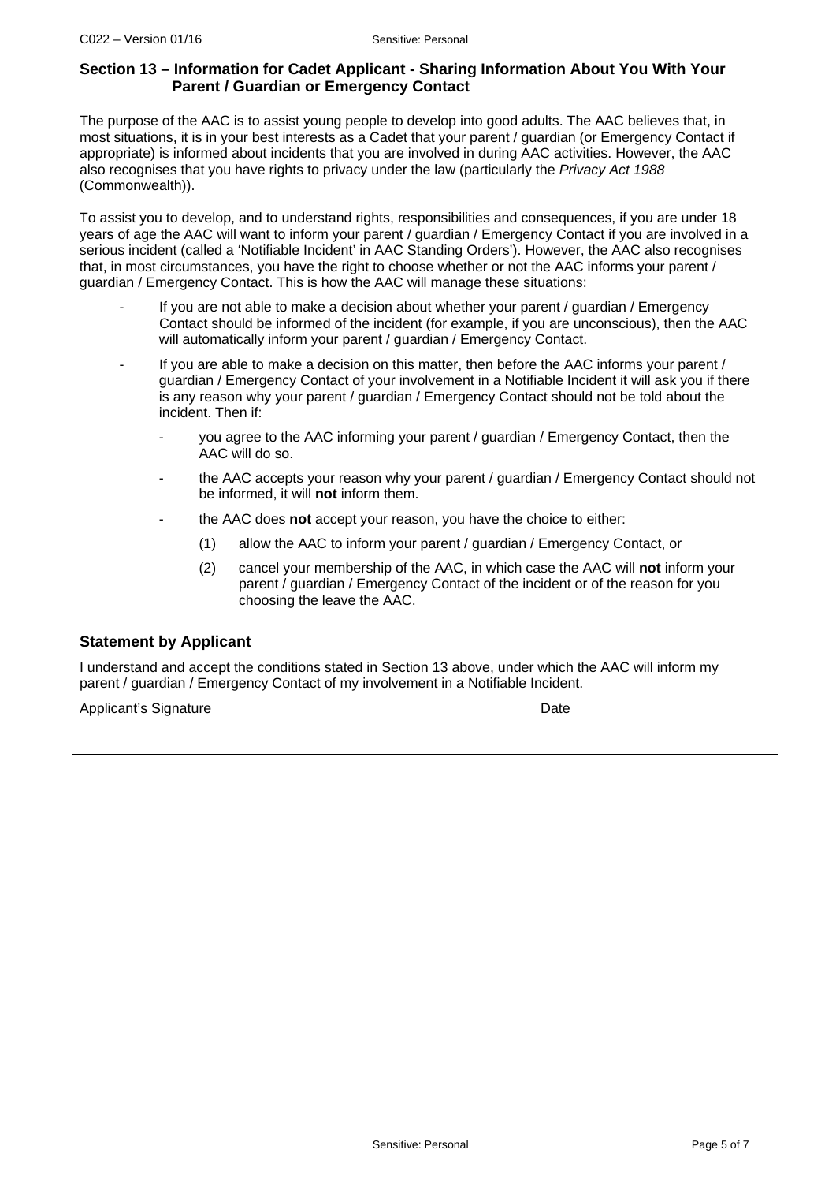### Section 13 – Information for Cadet Applicant - Sharing Information About You With Your Parent / Guardian or Emergency Contact

The purpose of the AAC is to assist young people to develop into good adults. The AAC believes that, in most situations, it is in your best interests as a Cadet that your parent / guardian (or Emergency Contact if appropriate) is informed about incidents that you are involved in during AAC activities. However, the AAC also recognises that you have rights to privacy under the law (particularly the *Privacy Act 1988* (Commonwealth)).

To assist you to develop, and to understand rights, responsibilities and consequences, if you are under 18 years of age the AAC will want to inform your parent / guardian / Emergency Contact if you are involved in a serious incident (called a 'Notifiable Incident' in AAC Standing Orders'). However, the AAC also recognises that, in most circumstances, you have the right to choose whether or not the AAC informs your parent / guardian / Emergency Contact. This is how the AAC will manage these situations:

- If you are not able to make a decision about whether your parent / guardian / Emergency Contact should be informed of the incident (for example, if you are unconscious), then the AAC will automatically inform your parent / guardian / Emergency Contact.
- If you are able to make a decision on this matter, then before the AAC informs your parent / guardian / Emergency Contact of your involvement in a Notifiable Incident it will ask you if there is any reason why your parent / guardian / Emergency Contact should not be told about the incident. Then if:
  - you agree to the AAC informing your parent / guardian / Emergency Contact, then the AAC will do so.
  - the AAC accepts your reason why your parent / guardian / Emergency Contact should not be informed, it will **not** inform them.
  - the AAC does **not** accept your reason, you have the choice to either:
    1. allow the AAC to inform your parent / guardian / Emergency Contact, or
    2. cancel your membership of the AAC, in which case the AAC will **not** inform your parent / guardian / Emergency Contact of the incident or of the reason for you choosing the leave the AAC.

### Statement by Applicant

I understand and accept the conditions stated in Section 13 above, under which the AAC will inform my parent / guardian / Emergency Contact of my involvement in a Notifiable Incident.

| Applicant's Signature | Date |
|---|---|
| | |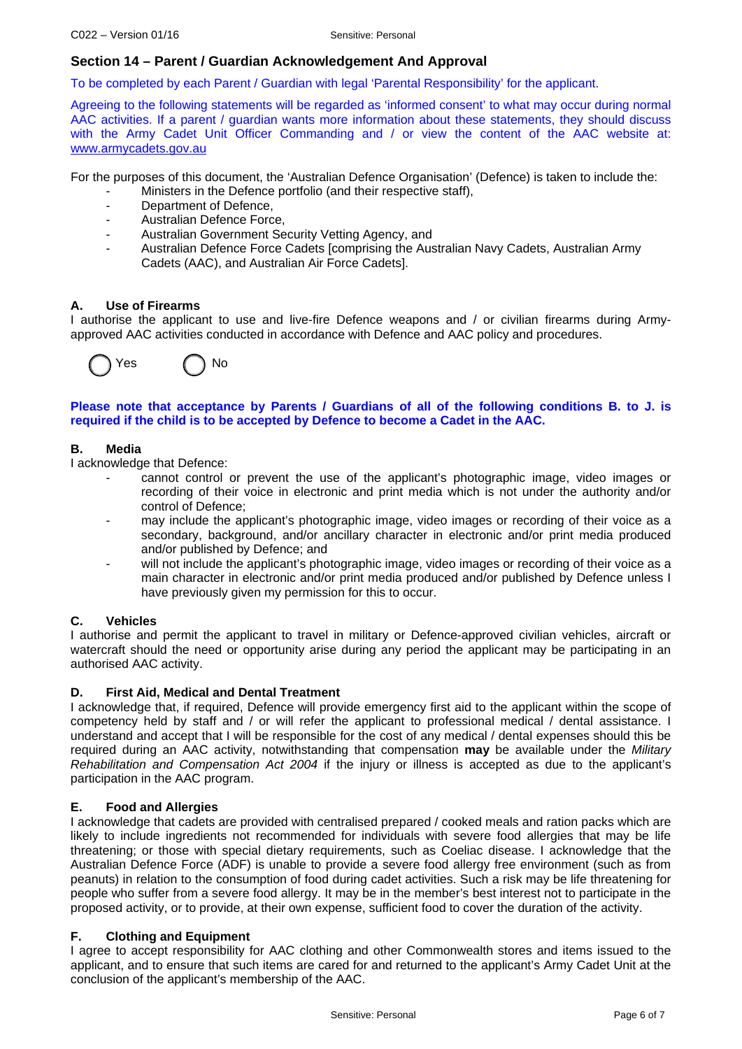## Section 14 – Parent / Guardian Acknowledgement And Approval

To be completed by each Parent / Guardian with legal 'Parental Responsibility' for the applicant.

Agreeing to the following statements will be regarded as 'informed consent' to what may occur during normal AAC activities. If a parent / guardian wants more information about these statements, they should discuss with the Army Cadet Unit Officer Commanding and / or view the content of the AAC website at: www.armycadets.gov.au

For the purposes of this document, the 'Australian Defence Organisation' (Defence) is taken to include the:

- Ministers in the Defence portfolio (and their respective staff),
- Department of Defence,
- Australian Defence Force,
- Australian Government Security Vetting Agency, and
- Australian Defence Force Cadets [comprising the Australian Navy Cadets, Australian Army Cadets (AAC), and Australian Air Force Cadets].

### A. Use of Firearms

I authorise the applicant to use and live-fire Defence weapons and / or civilian firearms during Army-approved AAC activities conducted in accordance with Defence and AAC policy and procedures.

◯ Yes ◯ No

**Please note that acceptance by Parents / Guardians of all of the following conditions B. to J. is required if the child is to be accepted by Defence to become a Cadet in the AAC.**

### B. Media

I acknowledge that Defence:

- cannot control or prevent the use of the applicant's photographic image, video images or recording of their voice in electronic and print media which is not under the authority and/or control of Defence;
- may include the applicant's photographic image, video images or recording of their voice as a secondary, background, and/or ancillary character in electronic and/or print media produced and/or published by Defence; and
- will not include the applicant's photographic image, video images or recording of their voice as a main character in electronic and/or print media produced and/or published by Defence unless I have previously given my permission for this to occur.

### C. Vehicles

I authorise and permit the applicant to travel in military or Defence-approved civilian vehicles, aircraft or watercraft should the need or opportunity arise during any period the applicant may be participating in an authorised AAC activity.

### D. First Aid, Medical and Dental Treatment

I acknowledge that, if required, Defence will provide emergency first aid to the applicant within the scope of competency held by staff and / or will refer the applicant to professional medical / dental assistance. I understand and accept that I will be responsible for the cost of any medical / dental expenses should this be required during an AAC activity, notwithstanding that compensation **may** be available under the *Military Rehabilitation and Compensation Act 2004* if the injury or illness is accepted as due to the applicant's participation in the AAC program.

### E. Food and Allergies

I acknowledge that cadets are provided with centralised prepared / cooked meals and ration packs which are likely to include ingredients not recommended for individuals with severe food allergies that may be life threatening; or those with special dietary requirements, such as Coeliac disease. I acknowledge that the Australian Defence Force (ADF) is unable to provide a severe food allergy free environment (such as from peanuts) in relation to the consumption of food during cadet activities. Such a risk may be life threatening for people who suffer from a severe food allergy. It may be in the member's best interest not to participate in the proposed activity, or to provide, at their own expense, sufficient food to cover the duration of the activity.

### F. Clothing and Equipment

I agree to accept responsibility for AAC clothing and other Commonwealth stores and items issued to the applicant, and to ensure that such items are cared for and returned to the applicant's Army Cadet Unit at the conclusion of the applicant's membership of the AAC.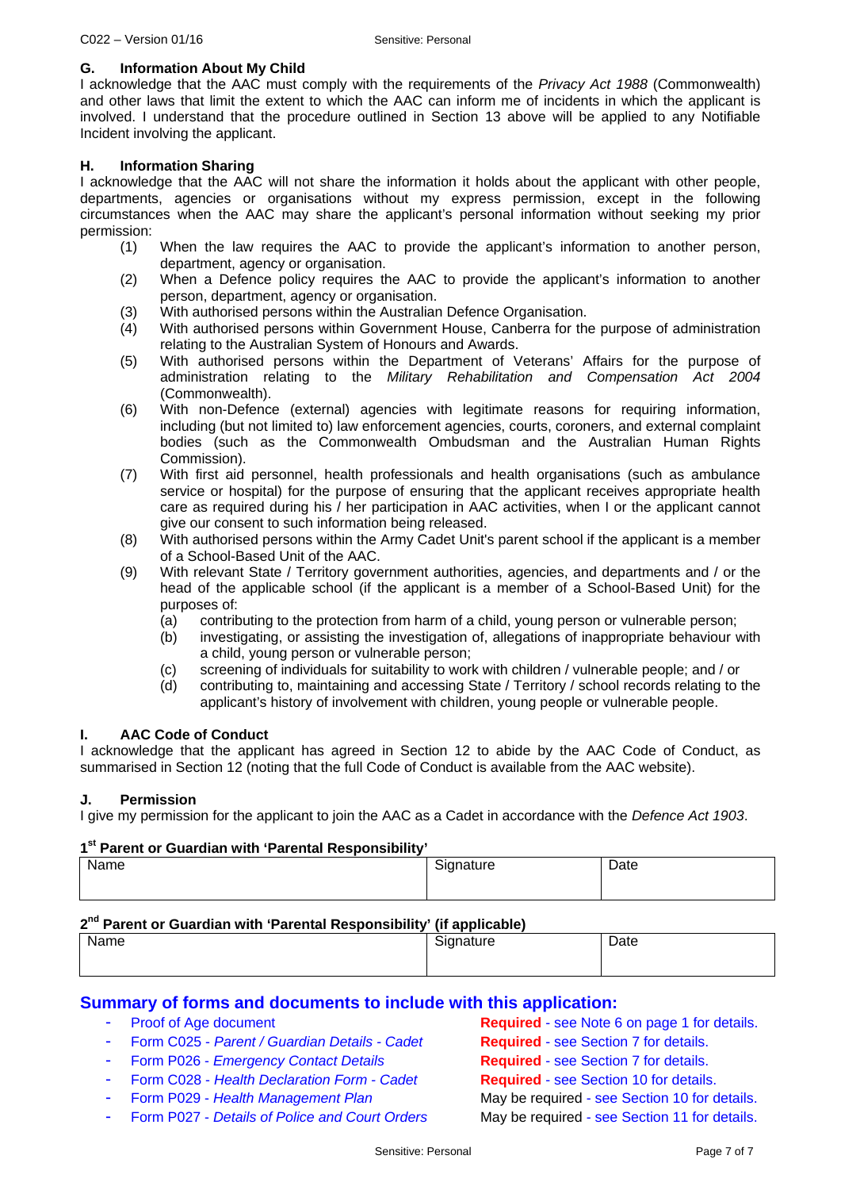### G. Information About My Child

I acknowledge that the AAC must comply with the requirements of the *Privacy Act 1988* (Commonwealth) and other laws that limit the extent to which the AAC can inform me of incidents in which the applicant is involved. I understand that the procedure outlined in Section 13 above will be applied to any Notifiable Incident involving the applicant.

### H. Information Sharing

I acknowledge that the AAC will not share the information it holds about the applicant with other people, departments, agencies or organisations without my express permission, except in the following circumstances when the AAC may share the applicant's personal information without seeking my prior permission:

(1) When the law requires the AAC to provide the applicant's information to another person, department, agency or organisation.

(2) When a Defence policy requires the AAC to provide the applicant's information to another person, department, agency or organisation.

(3) With authorised persons within the Australian Defence Organisation.

(4) With authorised persons within Government House, Canberra for the purpose of administration relating to the Australian System of Honours and Awards.

(5) With authorised persons within the Department of Veterans' Affairs for the purpose of administration relating to the *Military Rehabilitation and Compensation Act 2004* (Commonwealth).

(6) With non-Defence (external) agencies with legitimate reasons for requiring information, including (but not limited to) law enforcement agencies, courts, coroners, and external complaint bodies (such as the Commonwealth Ombudsman and the Australian Human Rights Commission).

(7) With first aid personnel, health professionals and health organisations (such as ambulance service or hospital) for the purpose of ensuring that the applicant receives appropriate health care as required during his / her participation in AAC activities, when I or the applicant cannot give our consent to such information being released.

(8) With authorised persons within the Army Cadet Unit's parent school if the applicant is a member of a School-Based Unit of the AAC.

(9) With relevant State / Territory government authorities, agencies, and departments and / or the head of the applicable school (if the applicant is a member of a School-Based Unit) for the purposes of:

  (a) contributing to the protection from harm of a child, young person or vulnerable person;

  (b) investigating, or assisting the investigation of, allegations of inappropriate behaviour with a child, young person or vulnerable person;

  (c) screening of individuals for suitability to work with children / vulnerable people; and / or

  (d) contributing to, maintaining and accessing State / Territory / school records relating to the applicant's history of involvement with children, young people or vulnerable people.

### I. AAC Code of Conduct

I acknowledge that the applicant has agreed in Section 12 to abide by the AAC Code of Conduct, as summarised in Section 12 (noting that the full Code of Conduct is available from the AAC website).

### J. Permission

I give my permission for the applicant to join the AAC as a Cadet in accordance with the *Defence Act 1903*.

**1st Parent or Guardian with 'Parental Responsibility'**

| Name | Signature | Date |
|---|---|---|
| | | |

**2nd Parent or Guardian with 'Parental Responsibility' (if applicable)**

| Name | Signature | Date |
|---|---|---|
| | | |

## Summary of forms and documents to include with this application:

- Proof of Age document — **Required** - see Note 6 on page 1 for details.
- Form C025 - *Parent / Guardian Details - Cadet* — **Required** - see Section 7 for details.
- Form P026 - *Emergency Contact Details* — **Required** - see Section 7 for details.
- Form C028 - *Health Declaration Form - Cadet* — **Required** - see Section 10 for details.
- Form P029 - *Health Management Plan* — May be required - see Section 10 for details.
- Form P027 - *Details of Police and Court Orders* — May be required - see Section 11 for details.